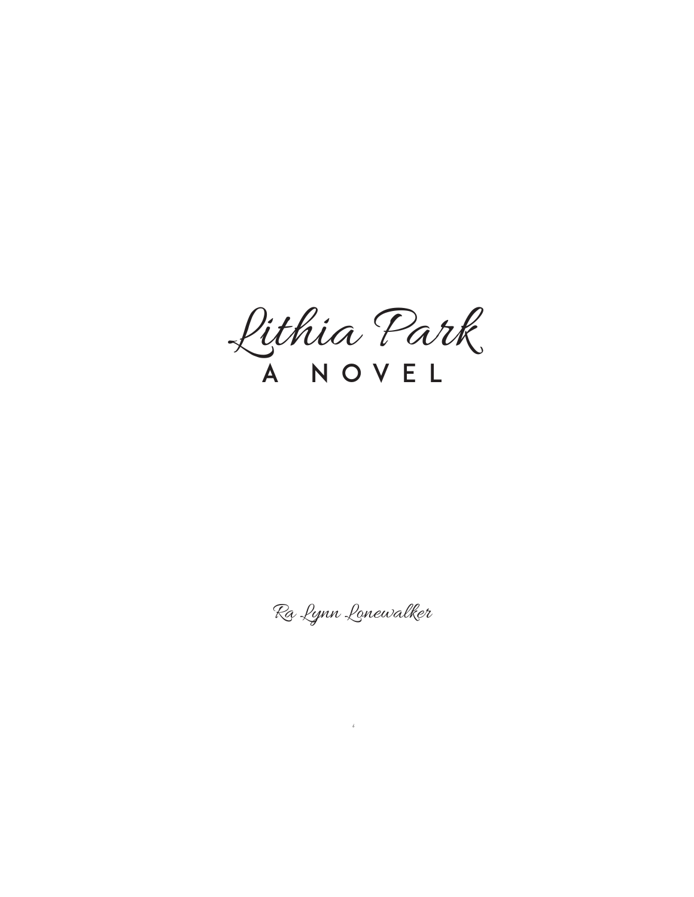# Lithia Park

## A NOVEL

Ra Lynn Lonewalker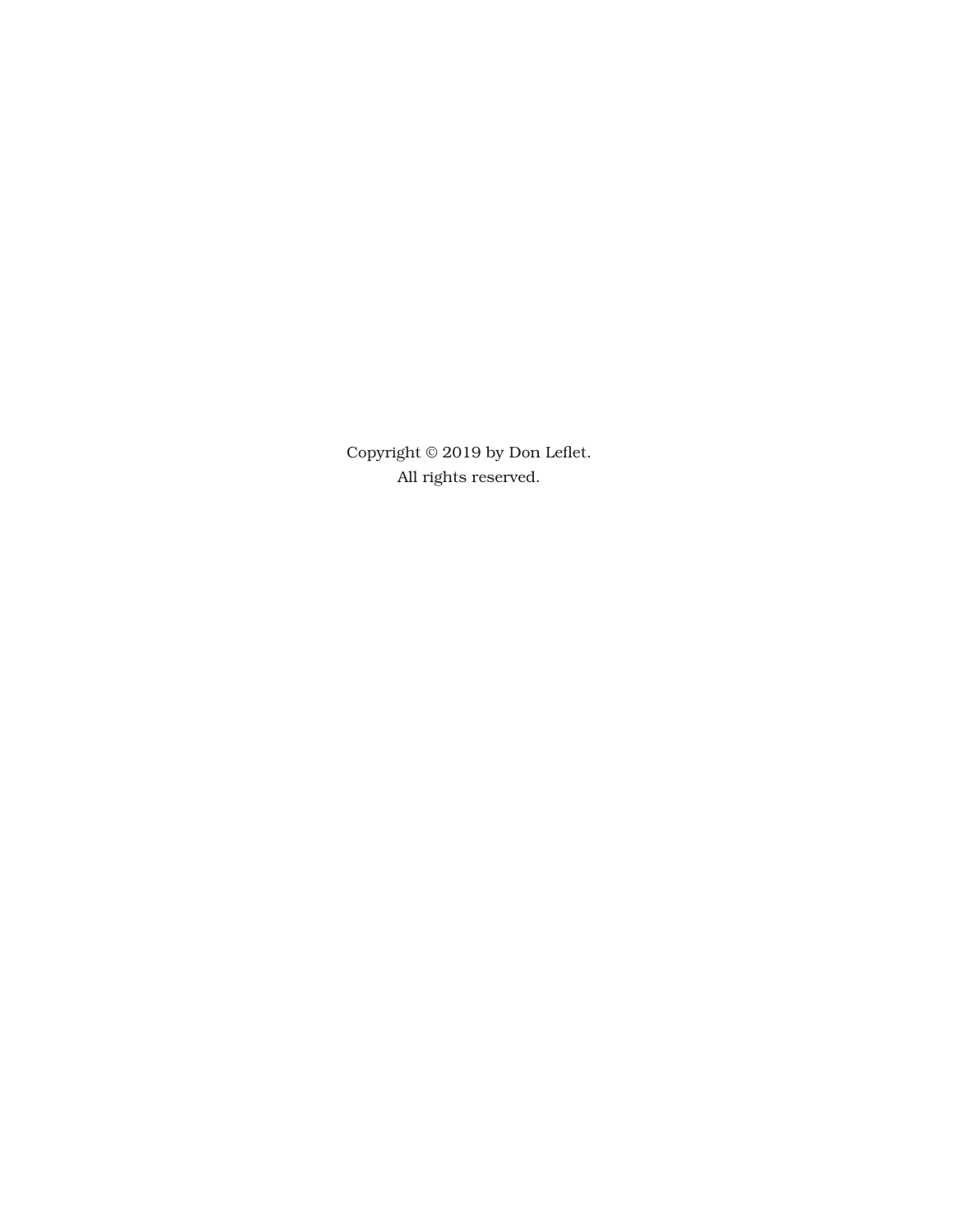Copyright © 2019 by Don Leflet.
All rights reserved.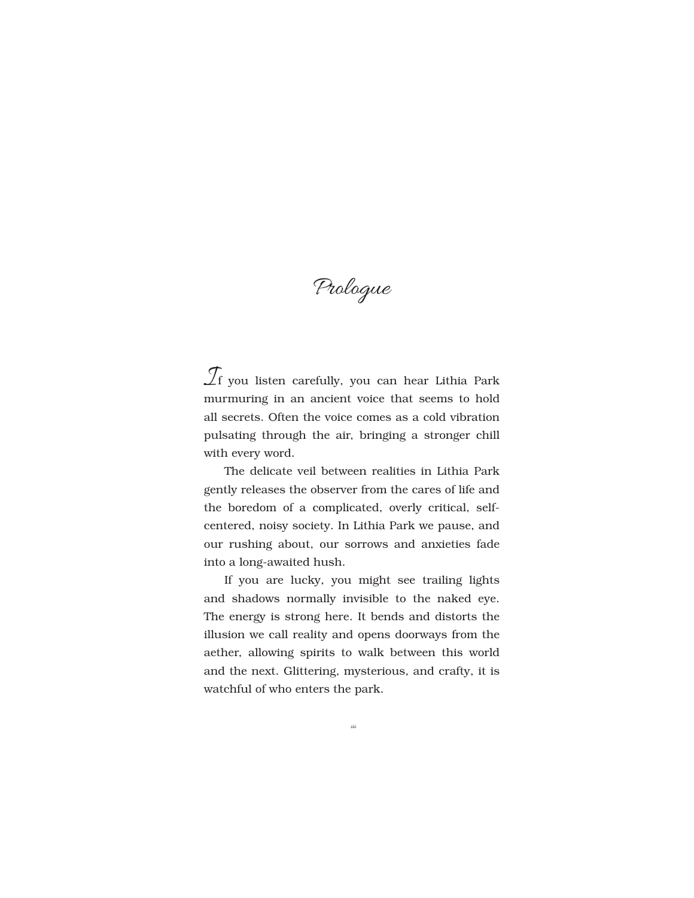# Prologue

If you listen carefully, you can hear Lithia Park murmuring in an ancient voice that seems to hold all secrets. Often the voice comes as a cold vibration pulsating through the air, bringing a stronger chill with every word.

The delicate veil between realities in Lithia Park gently releases the observer from the cares of life and the boredom of a complicated, overly critical, self-centered, noisy society. In Lithia Park we pause, and our rushing about, our sorrows and anxieties fade into a long-awaited hush.

If you are lucky, you might see trailing lights and shadows normally invisible to the naked eye. The energy is strong here. It bends and distorts the illusion we call reality and opens doorways from the aether, allowing spirits to walk between this world and the next. Glittering, mysterious, and crafty, it is watchful of who enters the park.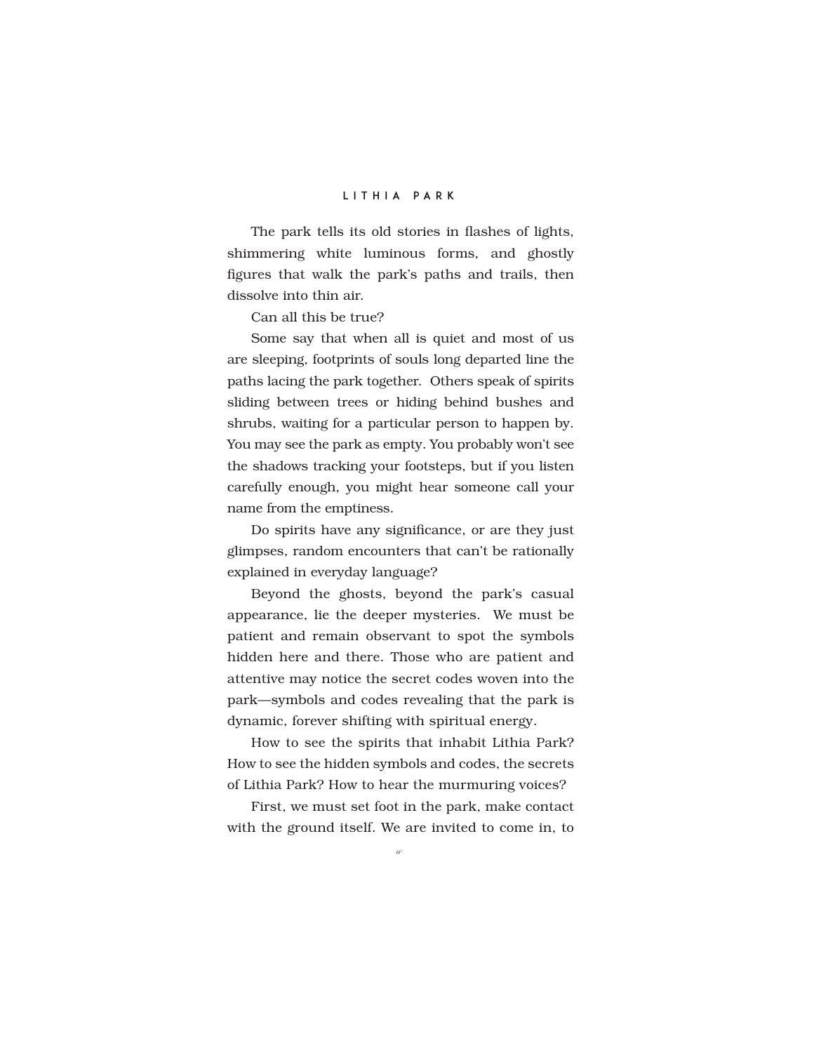The park tells its old stories in flashes of lights, shimmering white luminous forms, and ghostly figures that walk the park's paths and trails, then dissolve into thin air.

Can all this be true?

Some say that when all is quiet and most of us are sleeping, footprints of souls long departed line the paths lacing the park together. Others speak of spirits sliding between trees or hiding behind bushes and shrubs, waiting for a particular person to happen by. You may see the park as empty. You probably won't see the shadows tracking your footsteps, but if you listen carefully enough, you might hear someone call your name from the emptiness.

Do spirits have any significance, or are they just glimpses, random encounters that can't be rationally explained in everyday language?

Beyond the ghosts, beyond the park's casual appearance, lie the deeper mysteries. We must be patient and remain observant to spot the symbols hidden here and there. Those who are patient and attentive may notice the secret codes woven into the park—symbols and codes revealing that the park is dynamic, forever shifting with spiritual energy.

How to see the spirits that inhabit Lithia Park? How to see the hidden symbols and codes, the secrets of Lithia Park? How to hear the murmuring voices?

First, we must set foot in the park, make contact with the ground itself. We are invited to come in, to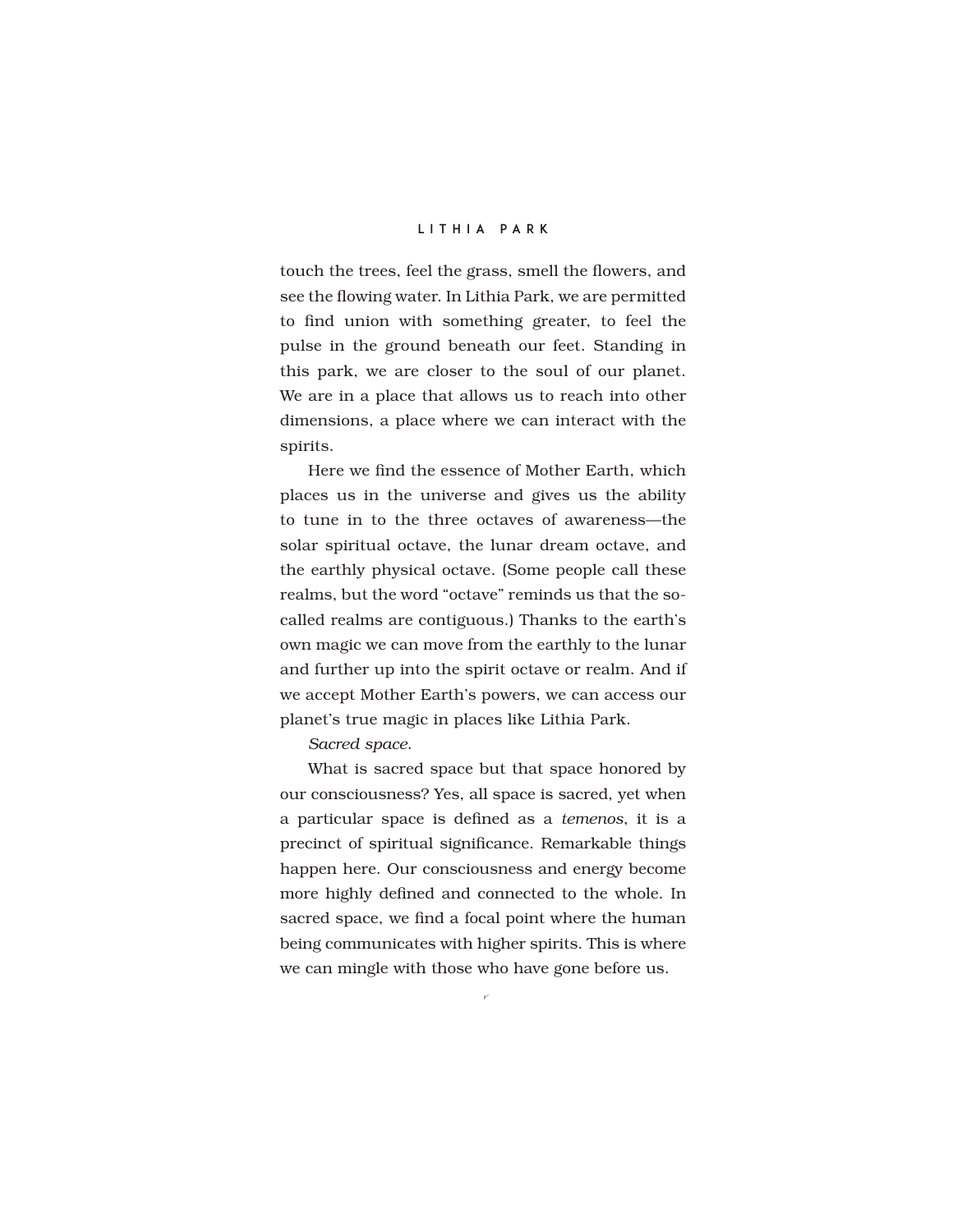touch the trees, feel the grass, smell the flowers, and see the flowing water. In Lithia Park, we are permitted to find union with something greater, to feel the pulse in the ground beneath our feet. Standing in this park, we are closer to the soul of our planet. We are in a place that allows us to reach into other dimensions, a place where we can interact with the spirits.

Here we find the essence of Mother Earth, which places us in the universe and gives us the ability to tune in to the three octaves of awareness—the solar spiritual octave, the lunar dream octave, and the earthly physical octave. (Some people call these realms, but the word "octave" reminds us that the so-called realms are contiguous.) Thanks to the earth's own magic we can move from the earthly to the lunar and further up into the spirit octave or realm. And if we accept Mother Earth's powers, we can access our planet's true magic in places like Lithia Park.

*Sacred space.*

What is sacred space but that space honored by our consciousness? Yes, all space is sacred, yet when a particular space is defined as a *temenos*, it is a precinct of spiritual significance. Remarkable things happen here. Our consciousness and energy become more highly defined and connected to the whole. In sacred space, we find a focal point where the human being communicates with higher spirits. This is where we can mingle with those who have gone before us.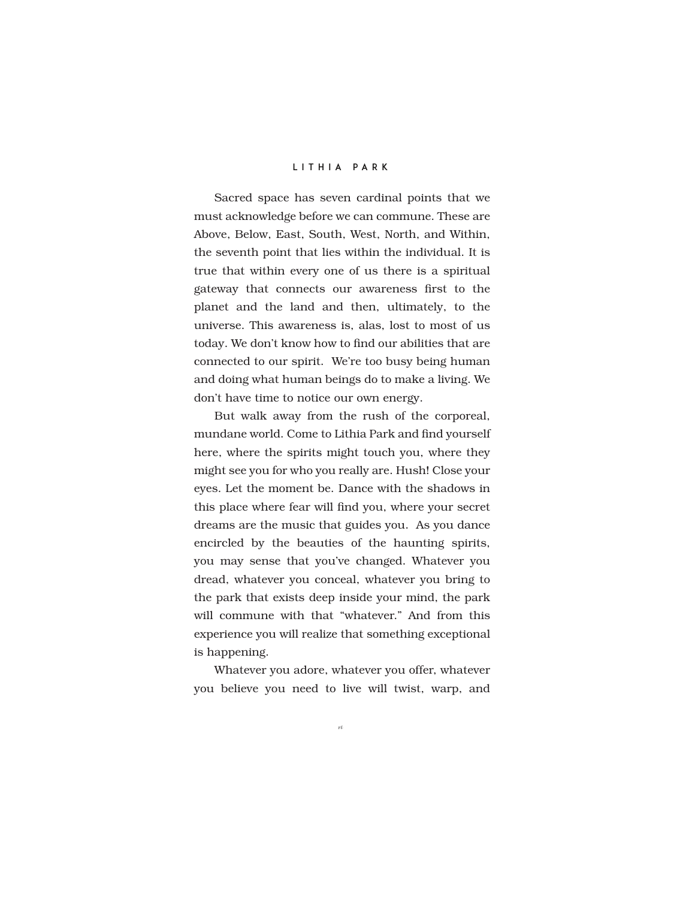Sacred space has seven cardinal points that we must acknowledge before we can commune. These are Above, Below, East, South, West, North, and Within, the seventh point that lies within the individual. It is true that within every one of us there is a spiritual gateway that connects our awareness first to the planet and the land and then, ultimately, to the universe. This awareness is, alas, lost to most of us today. We don't know how to find our abilities that are connected to our spirit. We're too busy being human and doing what human beings do to make a living. We don't have time to notice our own energy.

But walk away from the rush of the corporeal, mundane world. Come to Lithia Park and find yourself here, where the spirits might touch you, where they might see you for who you really are. Hush! Close your eyes. Let the moment be. Dance with the shadows in this place where fear will find you, where your secret dreams are the music that guides you. As you dance encircled by the beauties of the haunting spirits, you may sense that you've changed. Whatever you dread, whatever you conceal, whatever you bring to the park that exists deep inside your mind, the park will commune with that "whatever." And from this experience you will realize that something exceptional is happening.

Whatever you adore, whatever you offer, whatever you believe you need to live will twist, warp, and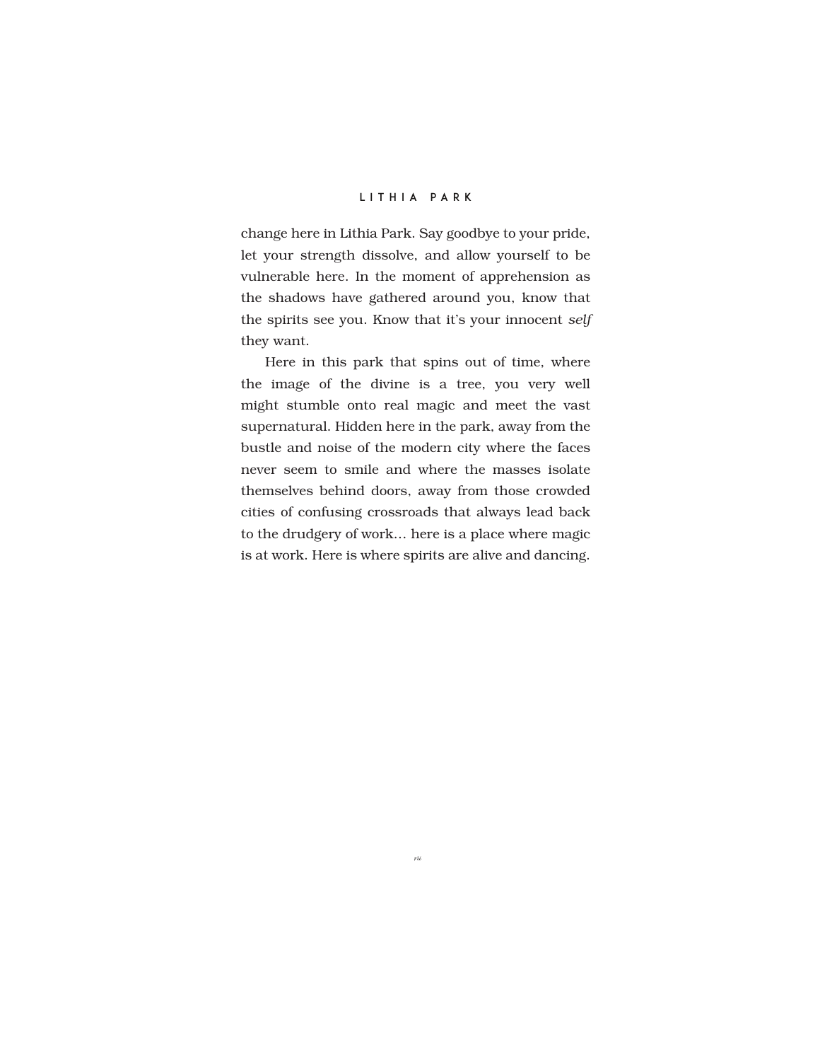change here in Lithia Park. Say goodbye to your pride, let your strength dissolve, and allow yourself to be vulnerable here. In the moment of apprehension as the shadows have gathered around you, know that the spirits see you. Know that it's your innocent *self* they want.

Here in this park that spins out of time, where the image of the divine is a tree, you very well might stumble onto real magic and meet the vast supernatural. Hidden here in the park, away from the bustle and noise of the modern city where the faces never seem to smile and where the masses isolate themselves behind doors, away from those crowded cities of confusing crossroads that always lead back to the drudgery of work… here is a place where magic is at work. Here is where spirits are alive and dancing.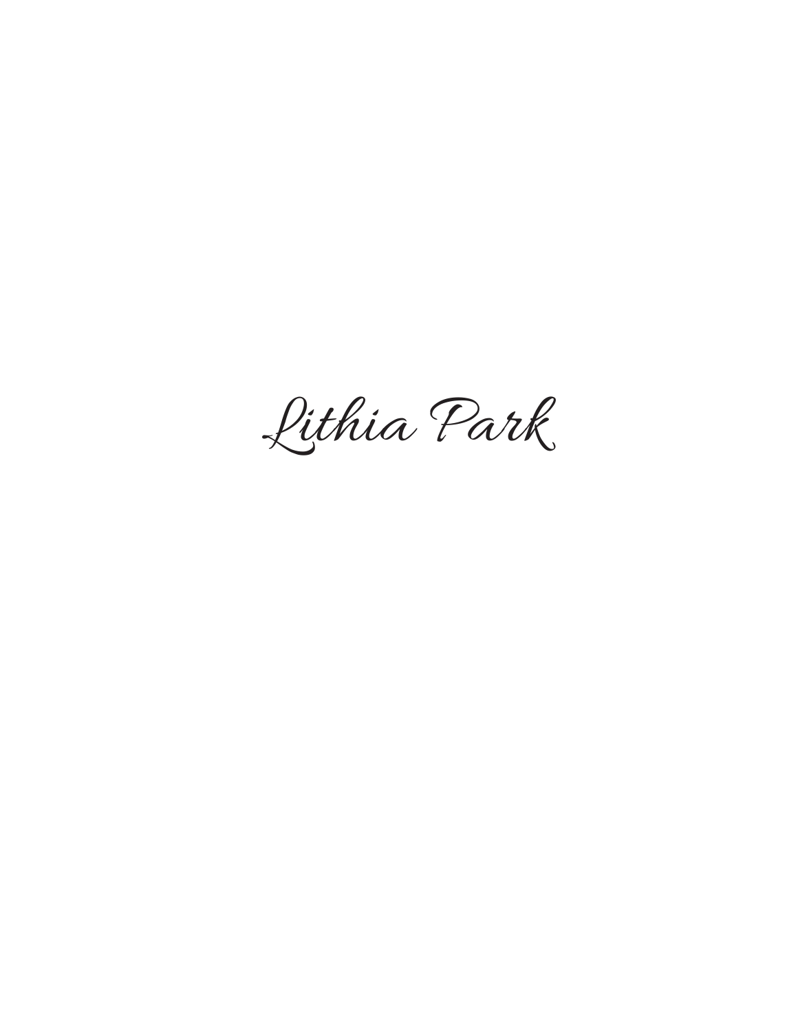# *Lithia Park*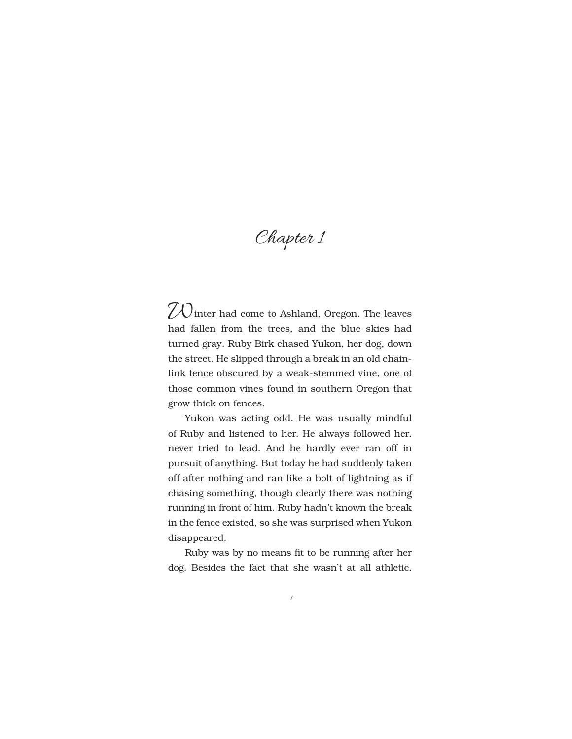# Chapter 1

Winter had come to Ashland, Oregon. The leaves had fallen from the trees, and the blue skies had turned gray. Ruby Birk chased Yukon, her dog, down the street. He slipped through a break in an old chain-link fence obscured by a weak-stemmed vine, one of those common vines found in southern Oregon that grow thick on fences.

Yukon was acting odd. He was usually mindful of Ruby and listened to her. He always followed her, never tried to lead. And he hardly ever ran off in pursuit of anything. But today he had suddenly taken off after nothing and ran like a bolt of lightning as if chasing something, though clearly there was nothing running in front of him. Ruby hadn't known the break in the fence existed, so she was surprised when Yukon disappeared.

Ruby was by no means fit to be running after her dog. Besides the fact that she wasn't at all athletic,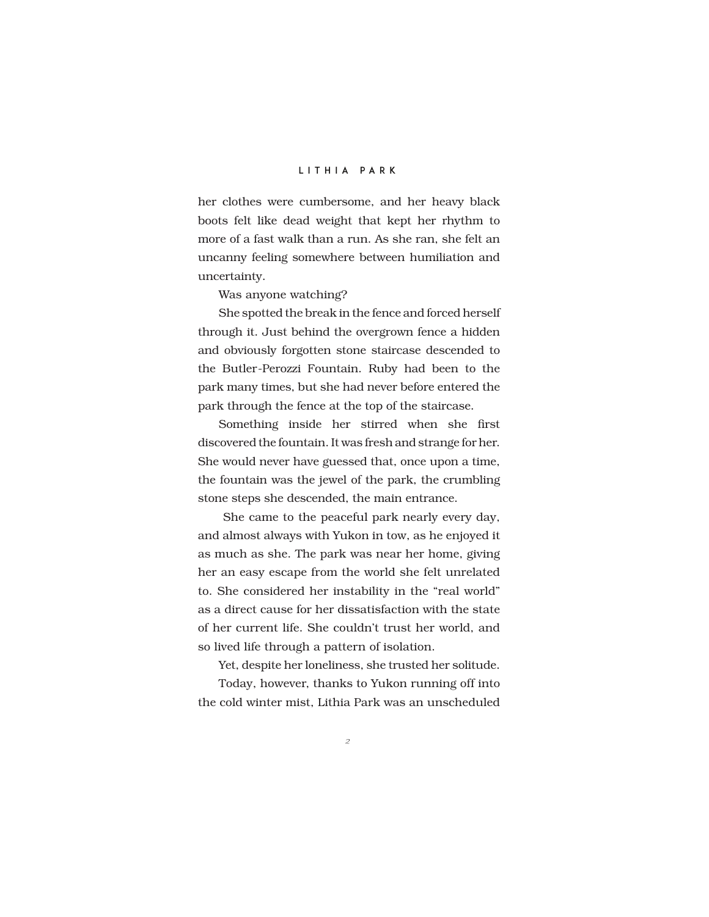her clothes were cumbersome, and her heavy black boots felt like dead weight that kept her rhythm to more of a fast walk than a run. As she ran, she felt an uncanny feeling somewhere between humiliation and uncertainty.

Was anyone watching?

She spotted the break in the fence and forced herself through it. Just behind the overgrown fence a hidden and obviously forgotten stone staircase descended to the Butler-Perozzi Fountain. Ruby had been to the park many times, but she had never before entered the park through the fence at the top of the staircase.

Something inside her stirred when she first discovered the fountain. It was fresh and strange for her. She would never have guessed that, once upon a time, the fountain was the jewel of the park, the crumbling stone steps she descended, the main entrance.

She came to the peaceful park nearly every day, and almost always with Yukon in tow, as he enjoyed it as much as she. The park was near her home, giving her an easy escape from the world she felt unrelated to. She considered her instability in the “real world” as a direct cause for her dissatisfaction with the state of her current life. She couldn’t trust her world, and so lived life through a pattern of isolation.

Yet, despite her loneliness, she trusted her solitude.

Today, however, thanks to Yukon running off into the cold winter mist, Lithia Park was an unscheduled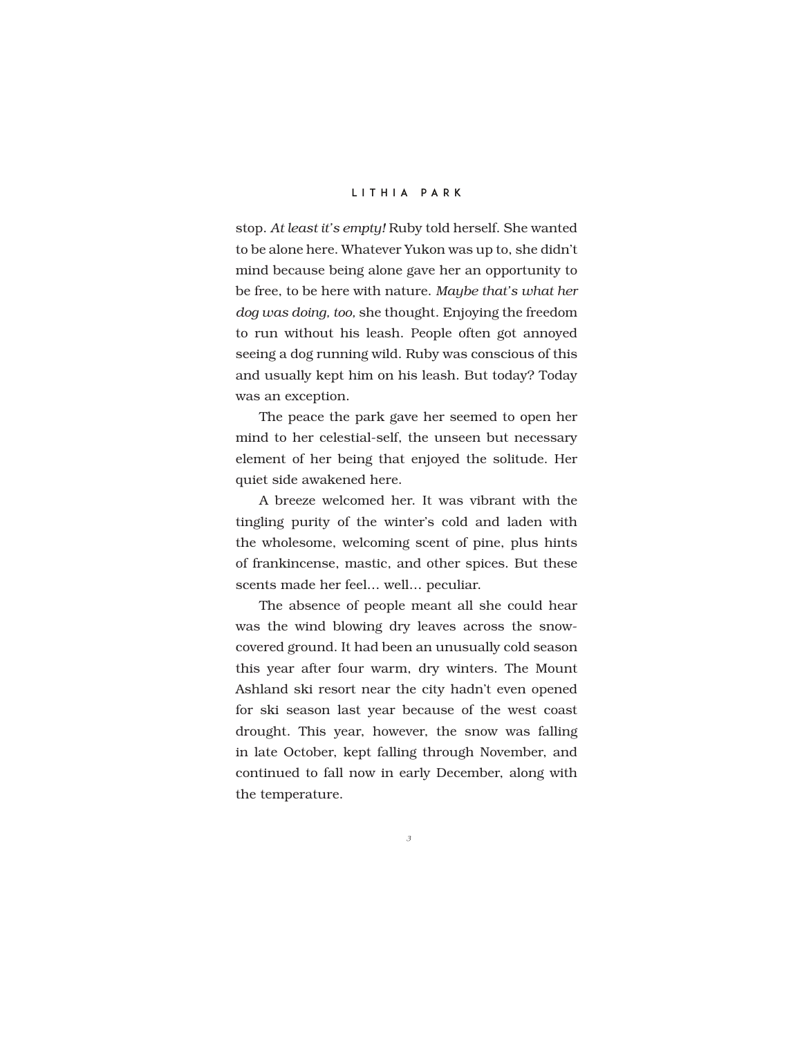stop. *At least it's empty!* Ruby told herself. She wanted to be alone here. Whatever Yukon was up to, she didn't mind because being alone gave her an opportunity to be free, to be here with nature. *Maybe that's what her dog was doing, too,* she thought. Enjoying the freedom to run without his leash. People often got annoyed seeing a dog running wild. Ruby was conscious of this and usually kept him on his leash. But today? Today was an exception.

The peace the park gave her seemed to open her mind to her celestial-self, the unseen but necessary element of her being that enjoyed the solitude. Her quiet side awakened here.

A breeze welcomed her. It was vibrant with the tingling purity of the winter's cold and laden with the wholesome, welcoming scent of pine, plus hints of frankincense, mastic, and other spices. But these scents made her feel… well… peculiar.

The absence of people meant all she could hear was the wind blowing dry leaves across the snow-covered ground. It had been an unusually cold season this year after four warm, dry winters. The Mount Ashland ski resort near the city hadn't even opened for ski season last year because of the west coast drought. This year, however, the snow was falling in late October, kept falling through November, and continued to fall now in early December, along with the temperature.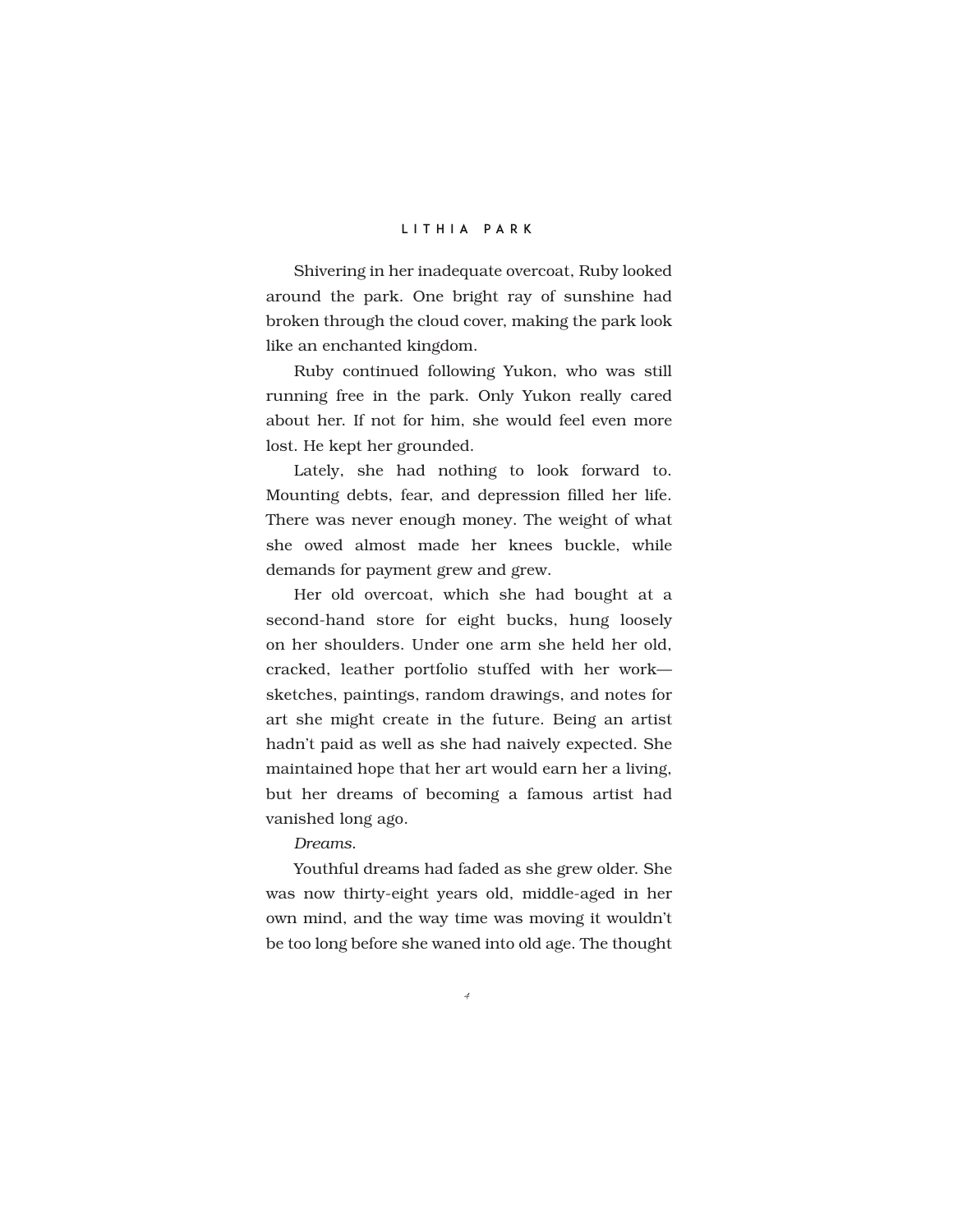Shivering in her inadequate overcoat, Ruby looked around the park. One bright ray of sunshine had broken through the cloud cover, making the park look like an enchanted kingdom.

Ruby continued following Yukon, who was still running free in the park. Only Yukon really cared about her. If not for him, she would feel even more lost. He kept her grounded.

Lately, she had nothing to look forward to. Mounting debts, fear, and depression filled her life. There was never enough money. The weight of what she owed almost made her knees buckle, while demands for payment grew and grew.

Her old overcoat, which she had bought at a second-hand store for eight bucks, hung loosely on her shoulders. Under one arm she held her old, cracked, leather portfolio stuffed with her work—sketches, paintings, random drawings, and notes for art she might create in the future. Being an artist hadn't paid as well as she had naively expected. She maintained hope that her art would earn her a living, but her dreams of becoming a famous artist had vanished long ago.

*Dreams.*

Youthful dreams had faded as she grew older. She was now thirty-eight years old, middle-aged in her own mind, and the way time was moving it wouldn't be too long before she waned into old age. The thought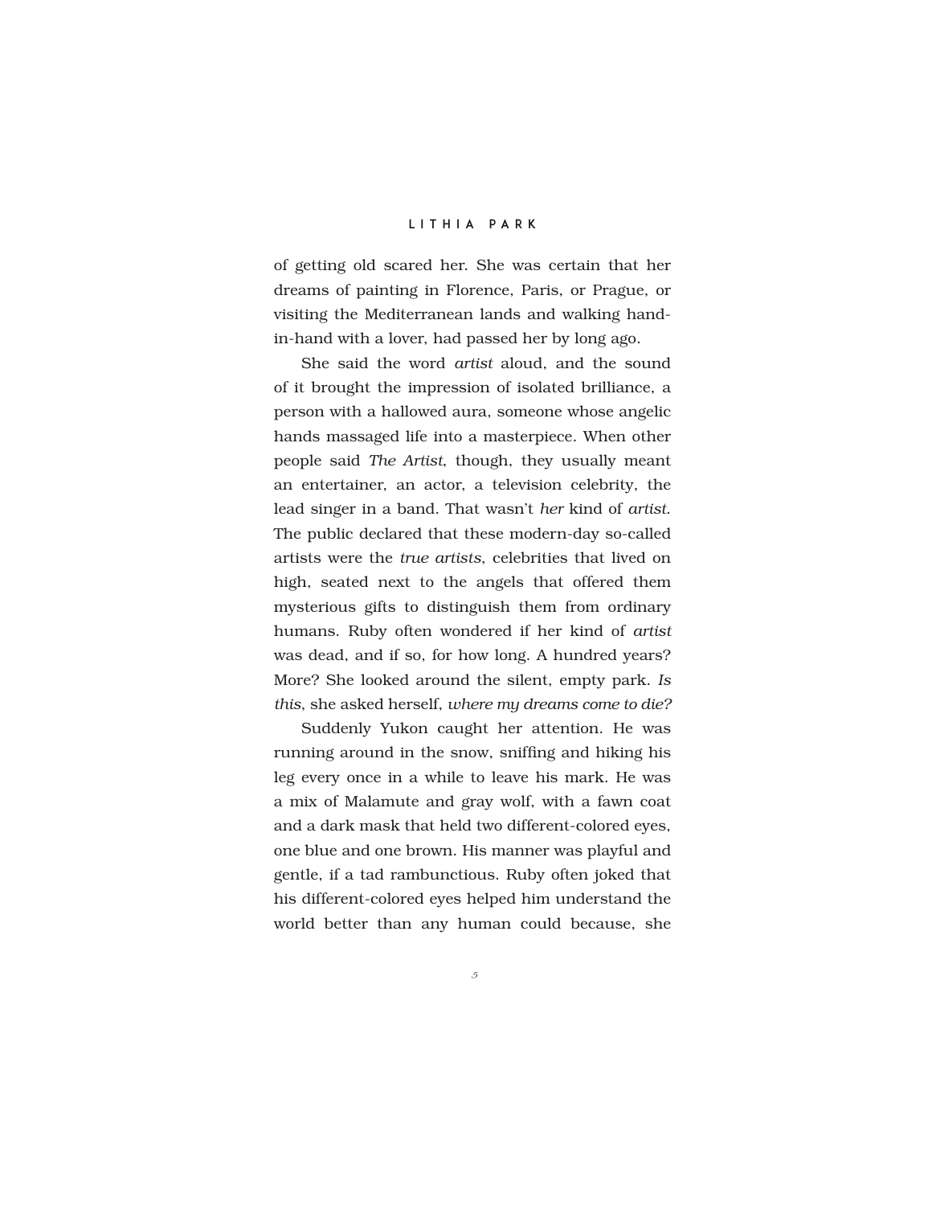of getting old scared her. She was certain that her dreams of painting in Florence, Paris, or Prague, or visiting the Mediterranean lands and walking hand-in-hand with a lover, had passed her by long ago.

She said the word *artist* aloud, and the sound of it brought the impression of isolated brilliance, a person with a hallowed aura, someone whose angelic hands massaged life into a masterpiece. When other people said *The Artist*, though, they usually meant an entertainer, an actor, a television celebrity, the lead singer in a band. That wasn't *her* kind of *artist*. The public declared that these modern-day so-called artists were the *true artists*, celebrities that lived on high, seated next to the angels that offered them mysterious gifts to distinguish them from ordinary humans. Ruby often wondered if her kind of *artist* was dead, and if so, for how long. A hundred years? More? She looked around the silent, empty park. *Is this*, she asked herself, *where my dreams come to die?*

Suddenly Yukon caught her attention. He was running around in the snow, sniffing and hiking his leg every once in a while to leave his mark. He was a mix of Malamute and gray wolf, with a fawn coat and a dark mask that held two different-colored eyes, one blue and one brown. His manner was playful and gentle, if a tad rambunctious. Ruby often joked that his different-colored eyes helped him understand the world better than any human could because, she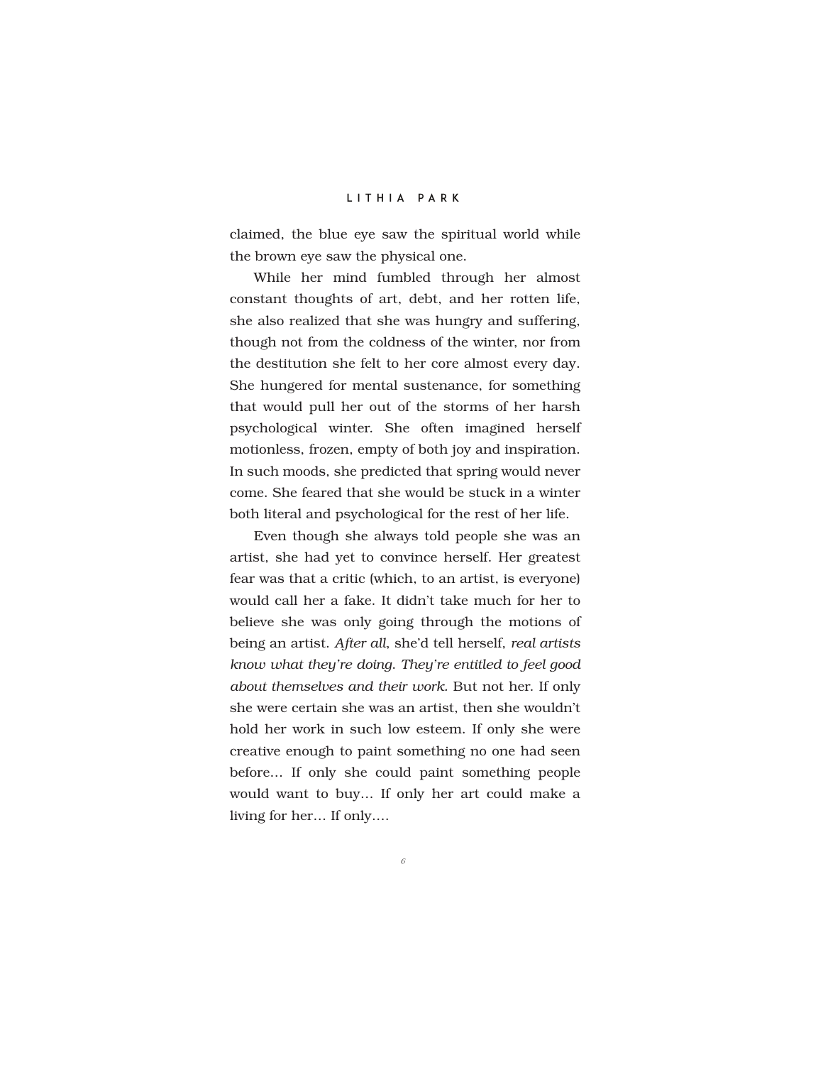claimed, the blue eye saw the spiritual world while the brown eye saw the physical one.

While her mind fumbled through her almost constant thoughts of art, debt, and her rotten life, she also realized that she was hungry and suffering, though not from the coldness of the winter, nor from the destitution she felt to her core almost every day. She hungered for mental sustenance, for something that would pull her out of the storms of her harsh psychological winter. She often imagined herself motionless, frozen, empty of both joy and inspiration. In such moods, she predicted that spring would never come. She feared that she would be stuck in a winter both literal and psychological for the rest of her life.

Even though she always told people she was an artist, she had yet to convince herself. Her greatest fear was that a critic (which, to an artist, is everyone) would call her a fake. It didn't take much for her to believe she was only going through the motions of being an artist. *After all*, she'd tell herself, *real artists know what they're doing. They're entitled to feel good about themselves and their work*. But not her. If only she were certain she was an artist, then she wouldn't hold her work in such low esteem. If only she were creative enough to paint something no one had seen before… If only she could paint something people would want to buy… If only her art could make a living for her… If only….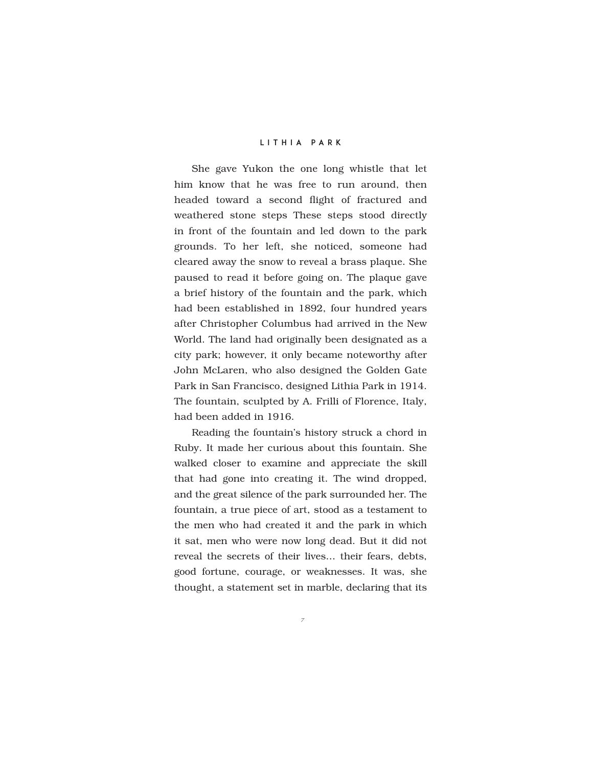She gave Yukon the one long whistle that let him know that he was free to run around, then headed toward a second flight of fractured and weathered stone steps These steps stood directly in front of the fountain and led down to the park grounds. To her left, she noticed, someone had cleared away the snow to reveal a brass plaque. She paused to read it before going on. The plaque gave a brief history of the fountain and the park, which had been established in 1892, four hundred years after Christopher Columbus had arrived in the New World. The land had originally been designated as a city park; however, it only became noteworthy after John McLaren, who also designed the Golden Gate Park in San Francisco, designed Lithia Park in 1914. The fountain, sculpted by A. Frilli of Florence, Italy, had been added in 1916.

Reading the fountain's history struck a chord in Ruby. It made her curious about this fountain. She walked closer to examine and appreciate the skill that had gone into creating it. The wind dropped, and the great silence of the park surrounded her. The fountain, a true piece of art, stood as a testament to the men who had created it and the park in which it sat, men who were now long dead. But it did not reveal the secrets of their lives... their fears, debts, good fortune, courage, or weaknesses. It was, she thought, a statement set in marble, declaring that its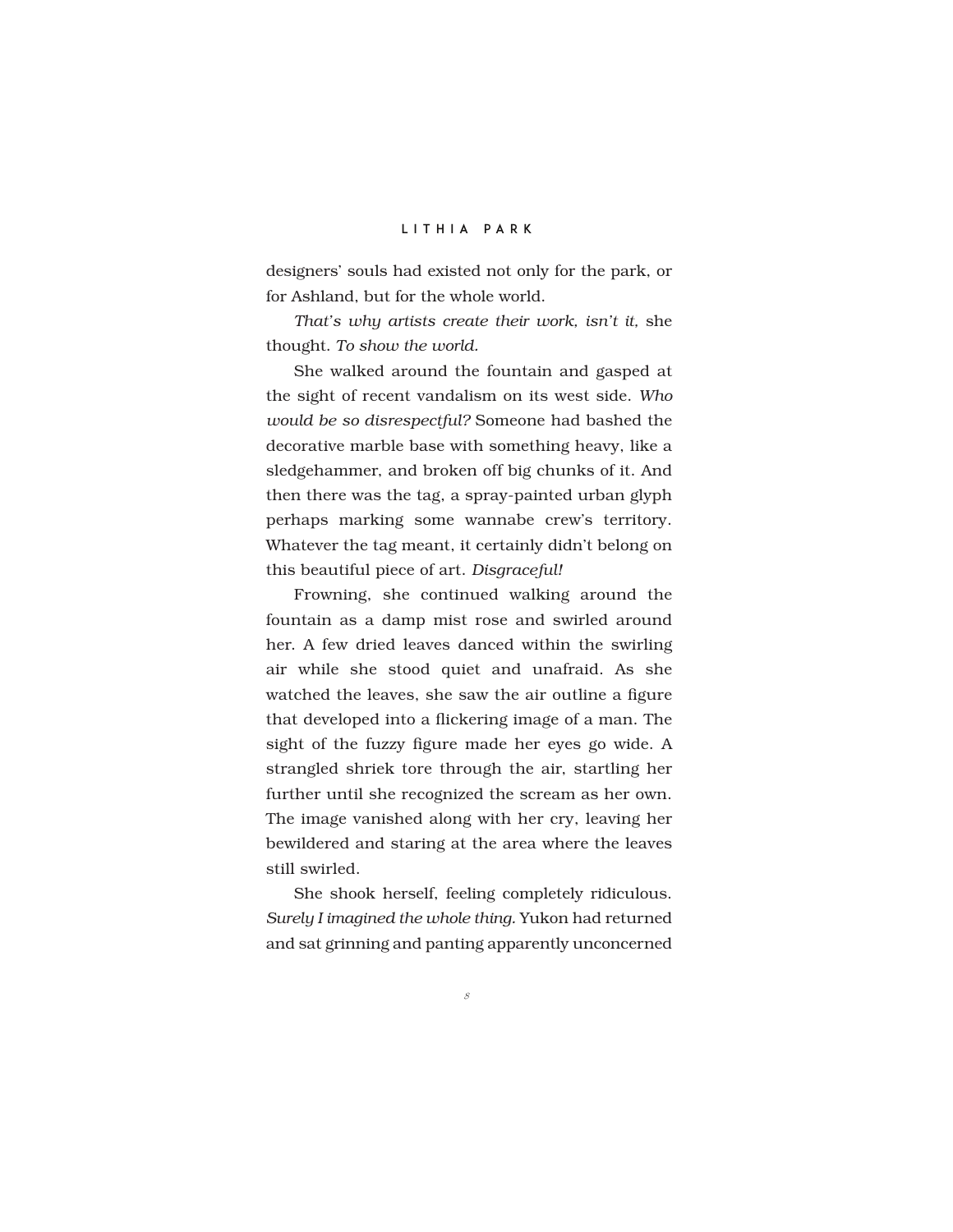designers' souls had existed not only for the park, or for Ashland, but for the whole world.

*That's why artists create their work, isn't it,* she thought. *To show the world.*

She walked around the fountain and gasped at the sight of recent vandalism on its west side. *Who would be so disrespectful?* Someone had bashed the decorative marble base with something heavy, like a sledgehammer, and broken off big chunks of it. And then there was the tag, a spray-painted urban glyph perhaps marking some wannabe crew's territory. Whatever the tag meant, it certainly didn't belong on this beautiful piece of art. *Disgraceful!*

Frowning, she continued walking around the fountain as a damp mist rose and swirled around her. A few dried leaves danced within the swirling air while she stood quiet and unafraid. As she watched the leaves, she saw the air outline a figure that developed into a flickering image of a man. The sight of the fuzzy figure made her eyes go wide. A strangled shriek tore through the air, startling her further until she recognized the scream as her own. The image vanished along with her cry, leaving her bewildered and staring at the area where the leaves still swirled.

She shook herself, feeling completely ridiculous. *Surely I imagined the whole thing.* Yukon had returned and sat grinning and panting apparently unconcerned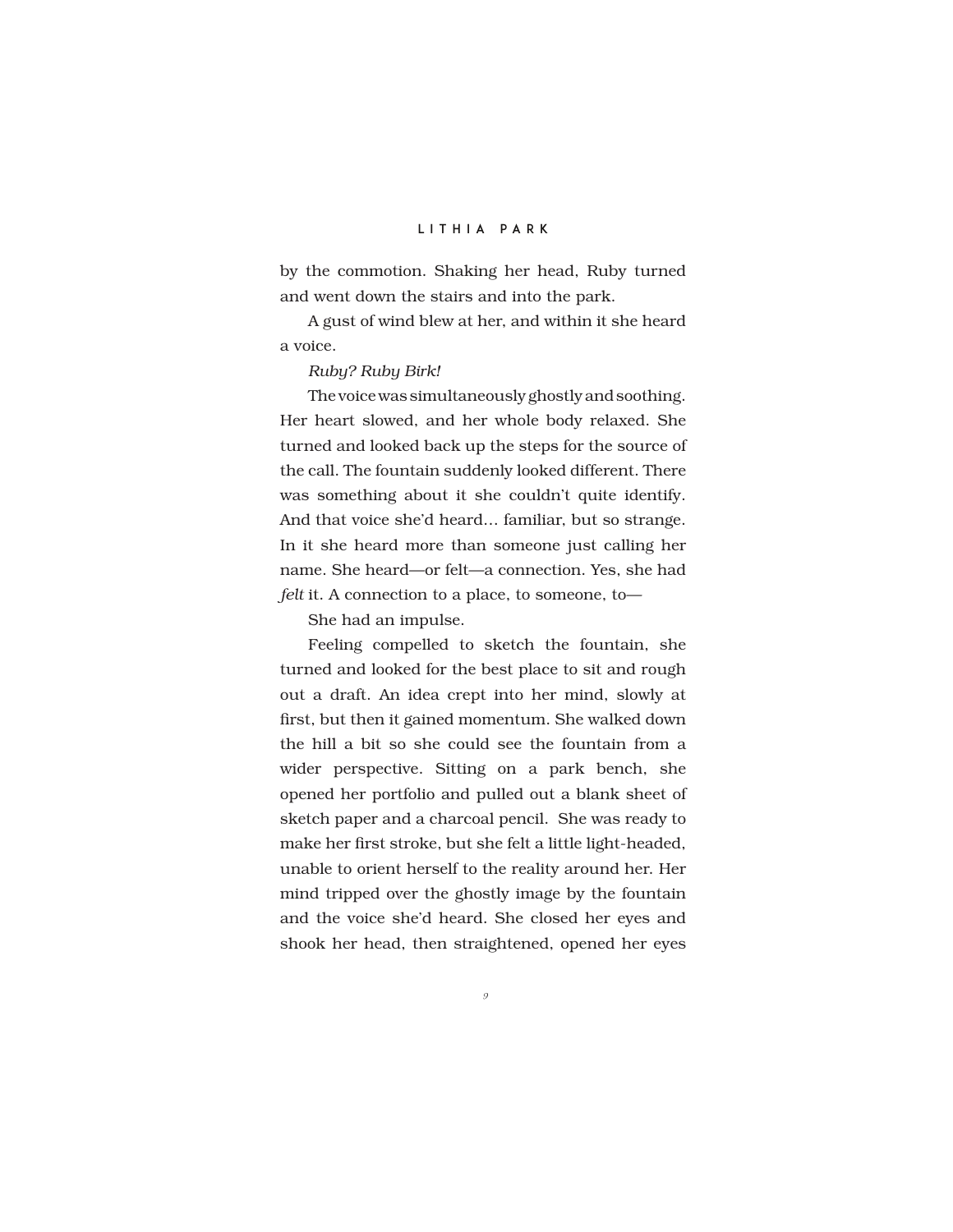by the commotion. Shaking her head, Ruby turned and went down the stairs and into the park.

A gust of wind blew at her, and within it she heard a voice.

*Ruby? Ruby Birk!*

The voice was simultaneously ghostly and soothing. Her heart slowed, and her whole body relaxed. She turned and looked back up the steps for the source of the call. The fountain suddenly looked different. There was something about it she couldn't quite identify. And that voice she'd heard… familiar, but so strange. In it she heard more than someone just calling her name. She heard—or felt—a connection. Yes, she had *felt* it. A connection to a place, to someone, to—

She had an impulse.

Feeling compelled to sketch the fountain, she turned and looked for the best place to sit and rough out a draft. An idea crept into her mind, slowly at first, but then it gained momentum. She walked down the hill a bit so she could see the fountain from a wider perspective. Sitting on a park bench, she opened her portfolio and pulled out a blank sheet of sketch paper and a charcoal pencil. She was ready to make her first stroke, but she felt a little light-headed, unable to orient herself to the reality around her. Her mind tripped over the ghostly image by the fountain and the voice she'd heard. She closed her eyes and shook her head, then straightened, opened her eyes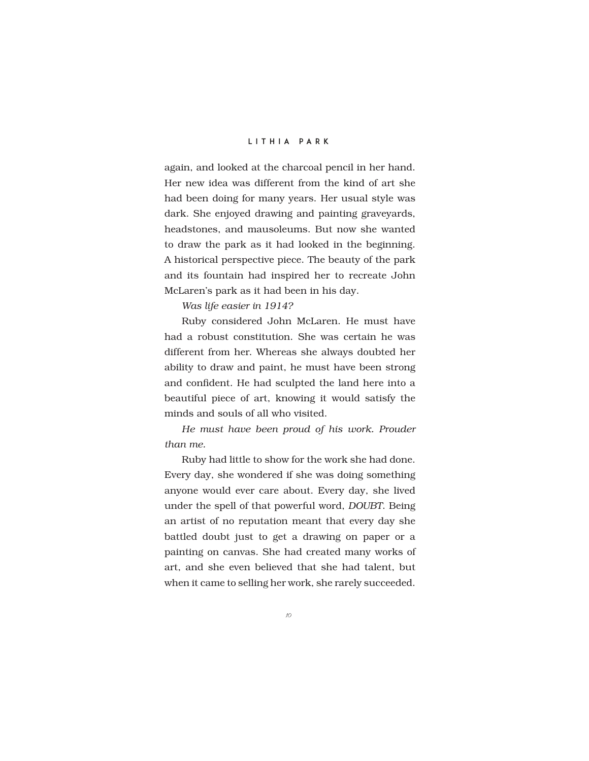again, and looked at the charcoal pencil in her hand. Her new idea was different from the kind of art she had been doing for many years. Her usual style was dark. She enjoyed drawing and painting graveyards, headstones, and mausoleums. But now she wanted to draw the park as it had looked in the beginning. A historical perspective piece. The beauty of the park and its fountain had inspired her to recreate John McLaren's park as it had been in his day.

*Was life easier in 1914?*

Ruby considered John McLaren. He must have had a robust constitution. She was certain he was different from her. Whereas she always doubted her ability to draw and paint, he must have been strong and confident. He had sculpted the land here into a beautiful piece of art, knowing it would satisfy the minds and souls of all who visited.

*He must have been proud of his work. Prouder than me.*

Ruby had little to show for the work she had done. Every day, she wondered if she was doing something anyone would ever care about. Every day, she lived under the spell of that powerful word, *DOUBT*. Being an artist of no reputation meant that every day she battled doubt just to get a drawing on paper or a painting on canvas. She had created many works of art, and she even believed that she had talent, but when it came to selling her work, she rarely succeeded.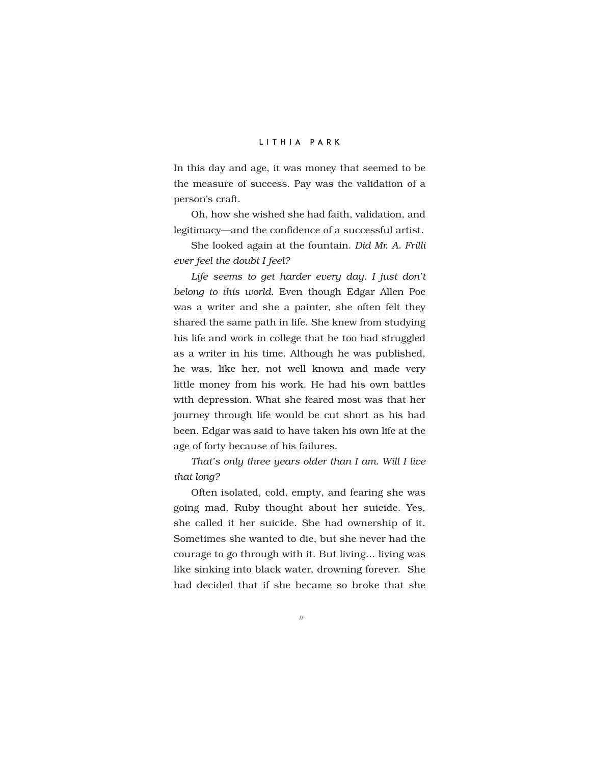In this day and age, it was money that seemed to be the measure of success. Pay was the validation of a person's craft.

Oh, how she wished she had faith, validation, and legitimacy—and the confidence of a successful artist.

She looked again at the fountain. *Did Mr. A. Frilli ever feel the doubt I feel?*

*Life seems to get harder every day. I just don't belong to this world.* Even though Edgar Allen Poe was a writer and she a painter, she often felt they shared the same path in life. She knew from studying his life and work in college that he too had struggled as a writer in his time. Although he was published, he was, like her, not well known and made very little money from his work. He had his own battles with depression. What she feared most was that her journey through life would be cut short as his had been. Edgar was said to have taken his own life at the age of forty because of his failures.

*That's only three years older than I am. Will I live that long?*

Often isolated, cold, empty, and fearing she was going mad, Ruby thought about her suicide. Yes, she called it her suicide. She had ownership of it. Sometimes she wanted to die, but she never had the courage to go through with it. But living… living was like sinking into black water, drowning forever. She had decided that if she became so broke that she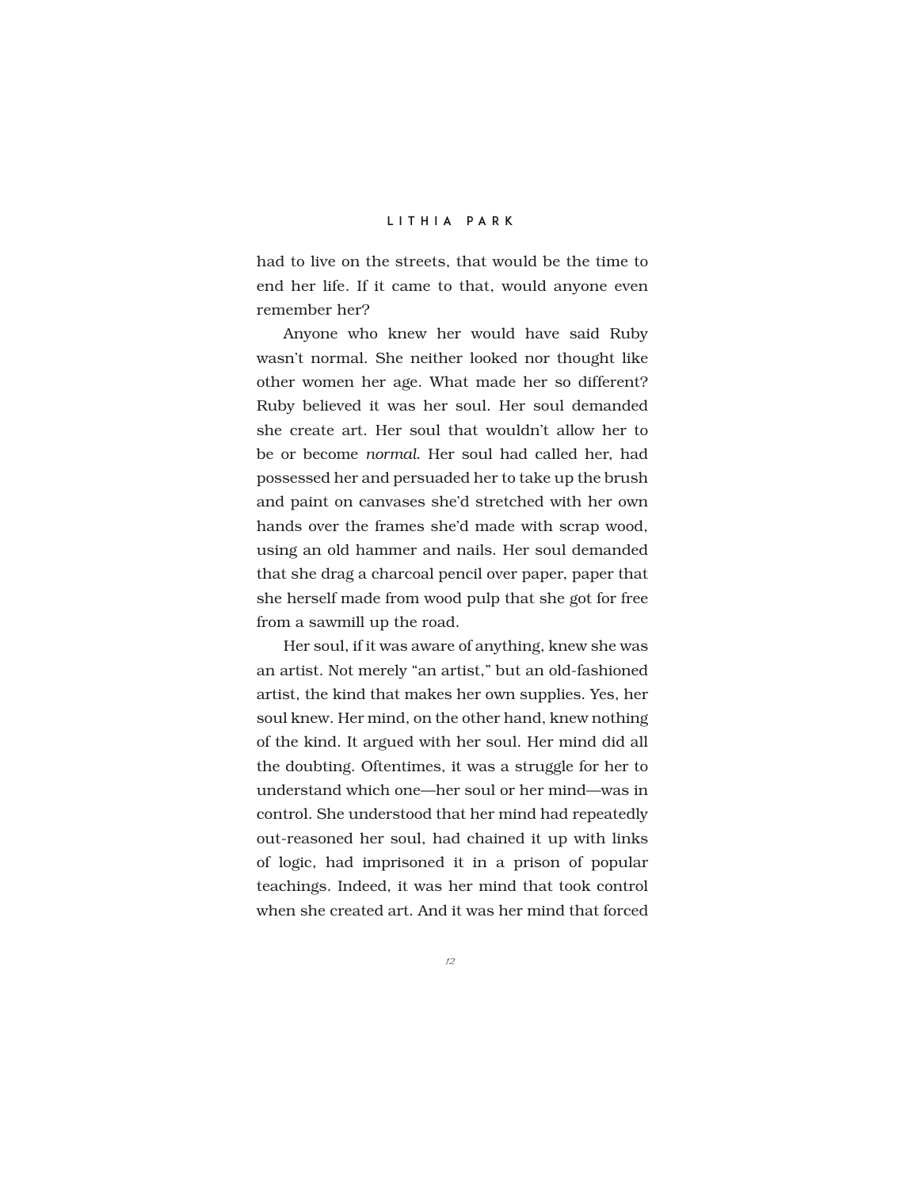had to live on the streets, that would be the time to end her life. If it came to that, would anyone even remember her?

Anyone who knew her would have said Ruby wasn't normal. She neither looked nor thought like other women her age. What made her so different? Ruby believed it was her soul. Her soul demanded she create art. Her soul that wouldn't allow her to be or become *normal*. Her soul had called her, had possessed her and persuaded her to take up the brush and paint on canvases she'd stretched with her own hands over the frames she'd made with scrap wood, using an old hammer and nails. Her soul demanded that she drag a charcoal pencil over paper, paper that she herself made from wood pulp that she got for free from a sawmill up the road.

Her soul, if it was aware of anything, knew she was an artist. Not merely "an artist," but an old-fashioned artist, the kind that makes her own supplies. Yes, her soul knew. Her mind, on the other hand, knew nothing of the kind. It argued with her soul. Her mind did all the doubting. Oftentimes, it was a struggle for her to understand which one—her soul or her mind—was in control. She understood that her mind had repeatedly out-reasoned her soul, had chained it up with links of logic, had imprisoned it in a prison of popular teachings. Indeed, it was her mind that took control when she created art. And it was her mind that forced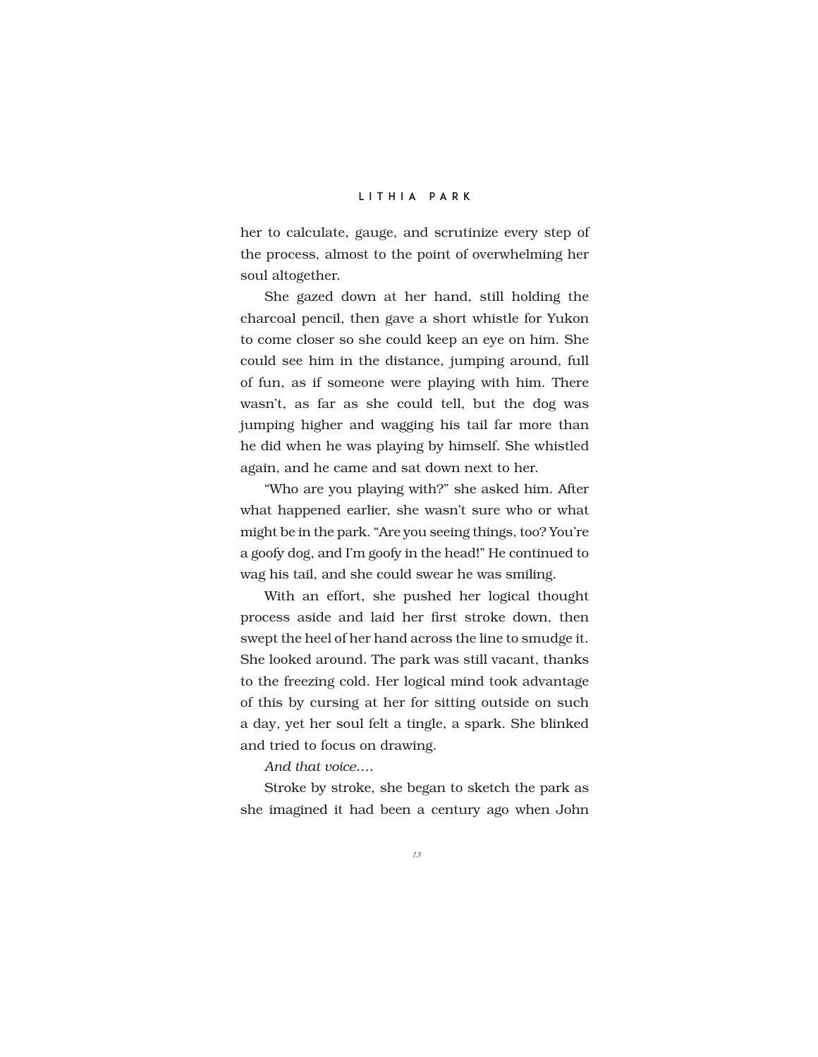her to calculate, gauge, and scrutinize every step of the process, almost to the point of overwhelming her soul altogether.

She gazed down at her hand, still holding the charcoal pencil, then gave a short whistle for Yukon to come closer so she could keep an eye on him. She could see him in the distance, jumping around, full of fun, as if someone were playing with him. There wasn't, as far as she could tell, but the dog was jumping higher and wagging his tail far more than he did when he was playing by himself. She whistled again, and he came and sat down next to her.

"Who are you playing with?" she asked him. After what happened earlier, she wasn't sure who or what might be in the park. "Are you seeing things, too? You're a goofy dog, and I'm goofy in the head!" He continued to wag his tail, and she could swear he was smiling.

With an effort, she pushed her logical thought process aside and laid her first stroke down, then swept the heel of her hand across the line to smudge it. She looked around. The park was still vacant, thanks to the freezing cold. Her logical mind took advantage of this by cursing at her for sitting outside on such a day, yet her soul felt a tingle, a spark. She blinked and tried to focus on drawing.

*And that voice....*

Stroke by stroke, she began to sketch the park as she imagined it had been a century ago when John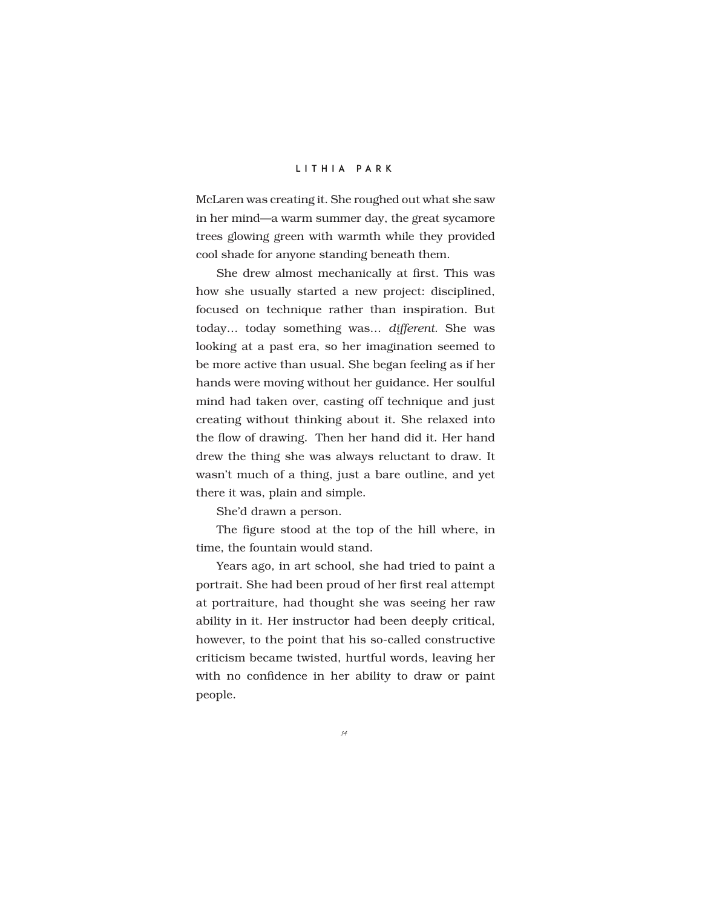McLaren was creating it. She roughed out what she saw in her mind—a warm summer day, the great sycamore trees glowing green with warmth while they provided cool shade for anyone standing beneath them.

She drew almost mechanically at first. This was how she usually started a new project: disciplined, focused on technique rather than inspiration. But today… today something was… *different*. She was looking at a past era, so her imagination seemed to be more active than usual. She began feeling as if her hands were moving without her guidance. Her soulful mind had taken over, casting off technique and just creating without thinking about it. She relaxed into the flow of drawing. Then her hand did it. Her hand drew the thing she was always reluctant to draw. It wasn't much of a thing, just a bare outline, and yet there it was, plain and simple.

She'd drawn a person.

The figure stood at the top of the hill where, in time, the fountain would stand.

Years ago, in art school, she had tried to paint a portrait. She had been proud of her first real attempt at portraiture, had thought she was seeing her raw ability in it. Her instructor had been deeply critical, however, to the point that his so-called constructive criticism became twisted, hurtful words, leaving her with no confidence in her ability to draw or paint people.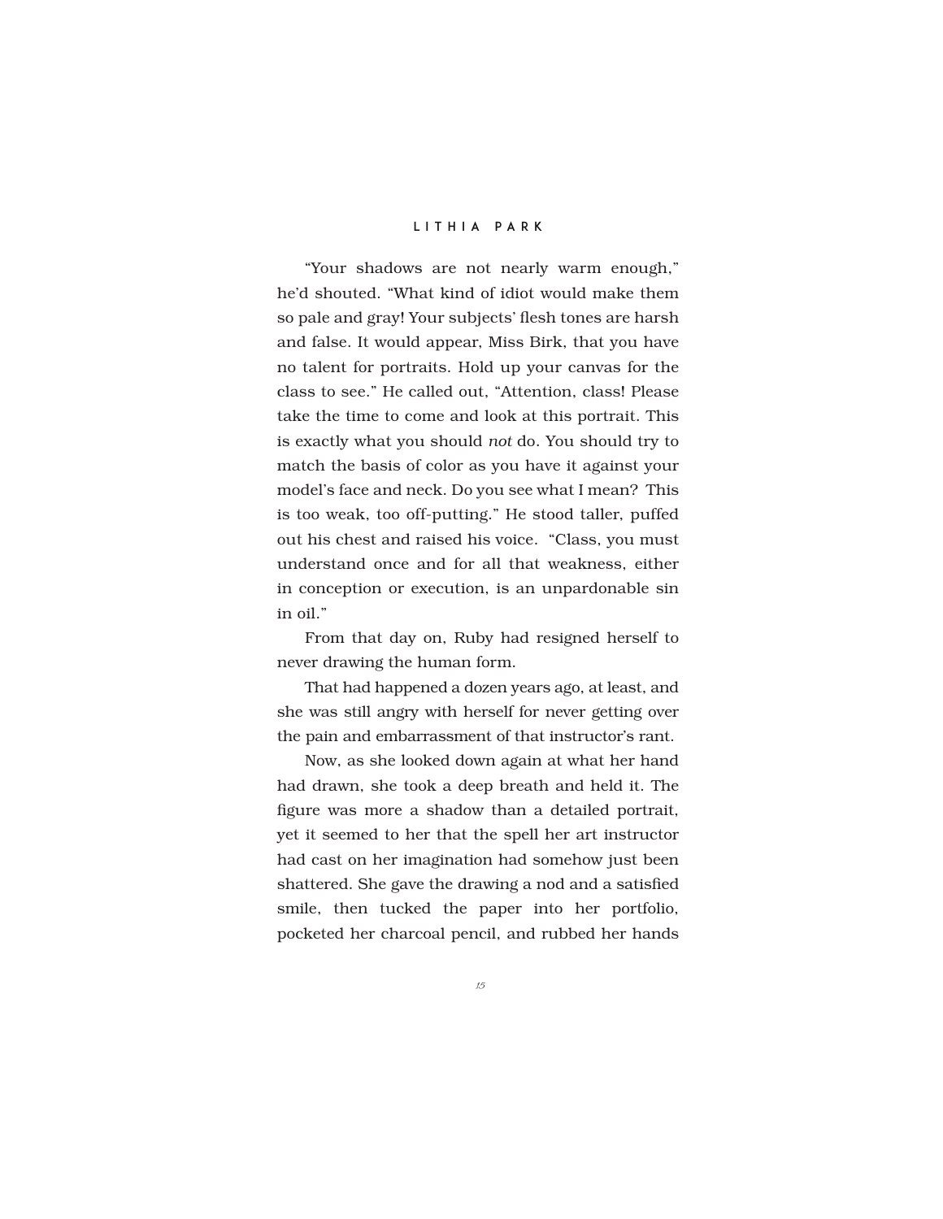"Your shadows are not nearly warm enough," he'd shouted. "What kind of idiot would make them so pale and gray! Your subjects' flesh tones are harsh and false. It would appear, Miss Birk, that you have no talent for portraits. Hold up your canvas for the class to see." He called out, "Attention, class! Please take the time to come and look at this portrait. This is exactly what you should *not* do. You should try to match the basis of color as you have it against your model's face and neck. Do you see what I mean? This is too weak, too off-putting." He stood taller, puffed out his chest and raised his voice. "Class, you must understand once and for all that weakness, either in conception or execution, is an unpardonable sin in oil."

From that day on, Ruby had resigned herself to never drawing the human form.

That had happened a dozen years ago, at least, and she was still angry with herself for never getting over the pain and embarrassment of that instructor's rant.

Now, as she looked down again at what her hand had drawn, she took a deep breath and held it. The figure was more a shadow than a detailed portrait, yet it seemed to her that the spell her art instructor had cast on her imagination had somehow just been shattered. She gave the drawing a nod and a satisfied smile, then tucked the paper into her portfolio, pocketed her charcoal pencil, and rubbed her hands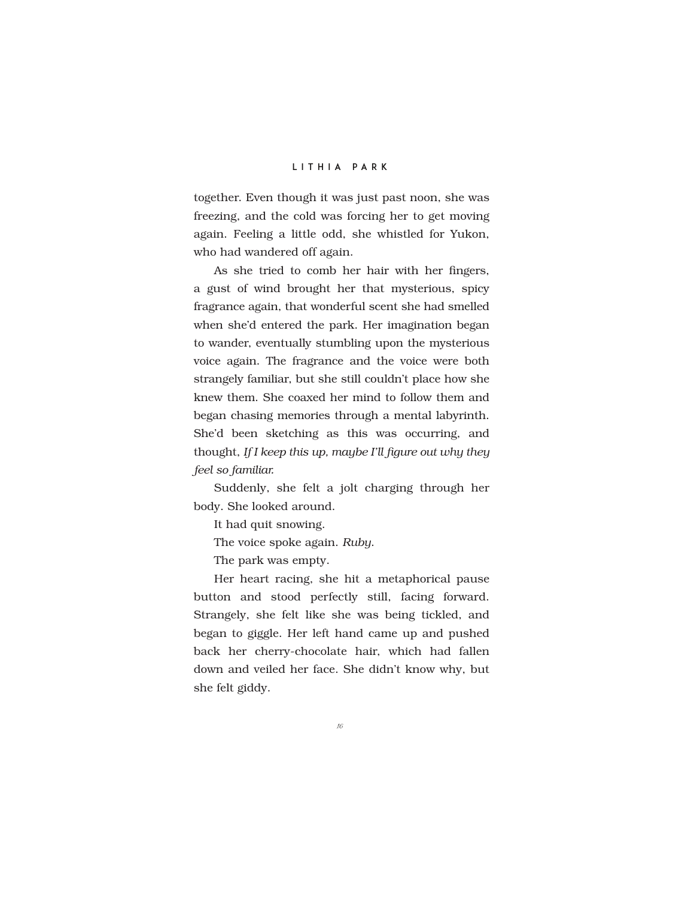together. Even though it was just past noon, she was freezing, and the cold was forcing her to get moving again. Feeling a little odd, she whistled for Yukon, who had wandered off again.

As she tried to comb her hair with her fingers, a gust of wind brought her that mysterious, spicy fragrance again, that wonderful scent she had smelled when she'd entered the park. Her imagination began to wander, eventually stumbling upon the mysterious voice again. The fragrance and the voice were both strangely familiar, but she still couldn't place how she knew them. She coaxed her mind to follow them and began chasing memories through a mental labyrinth. She'd been sketching as this was occurring, and thought, *If I keep this up, maybe I'll figure out why they feel so familiar.*

Suddenly, she felt a jolt charging through her body. She looked around.

It had quit snowing.

The voice spoke again. *Ruby*.

The park was empty.

Her heart racing, she hit a metaphorical pause button and stood perfectly still, facing forward. Strangely, she felt like she was being tickled, and began to giggle. Her left hand came up and pushed back her cherry-chocolate hair, which had fallen down and veiled her face. She didn't know why, but she felt giddy.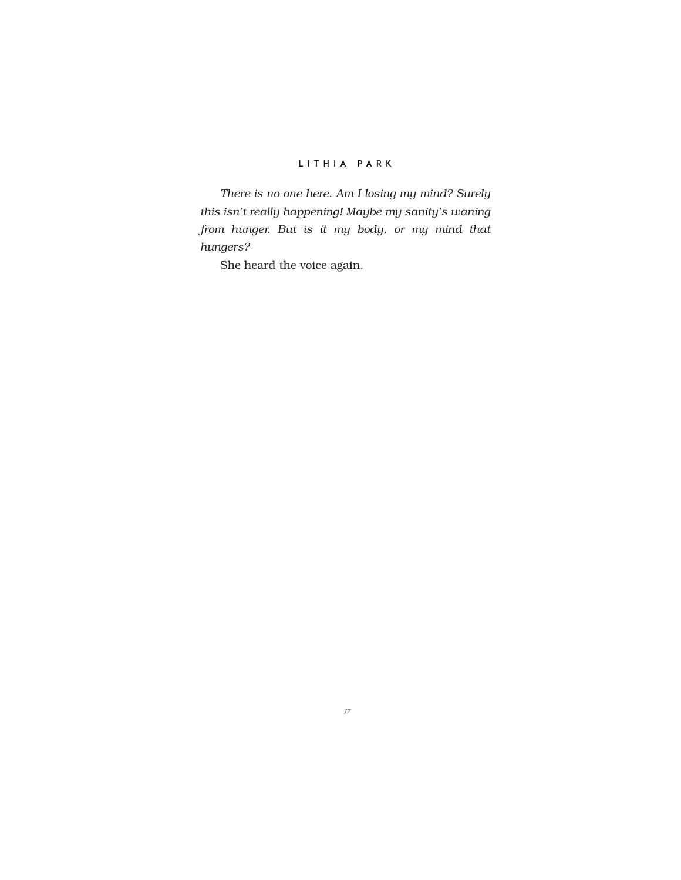*There is no one here. Am I losing my mind? Surely this isn't really happening! Maybe my sanity's waning from hunger. But is it my body, or my mind that hungers?*

She heard the voice again.